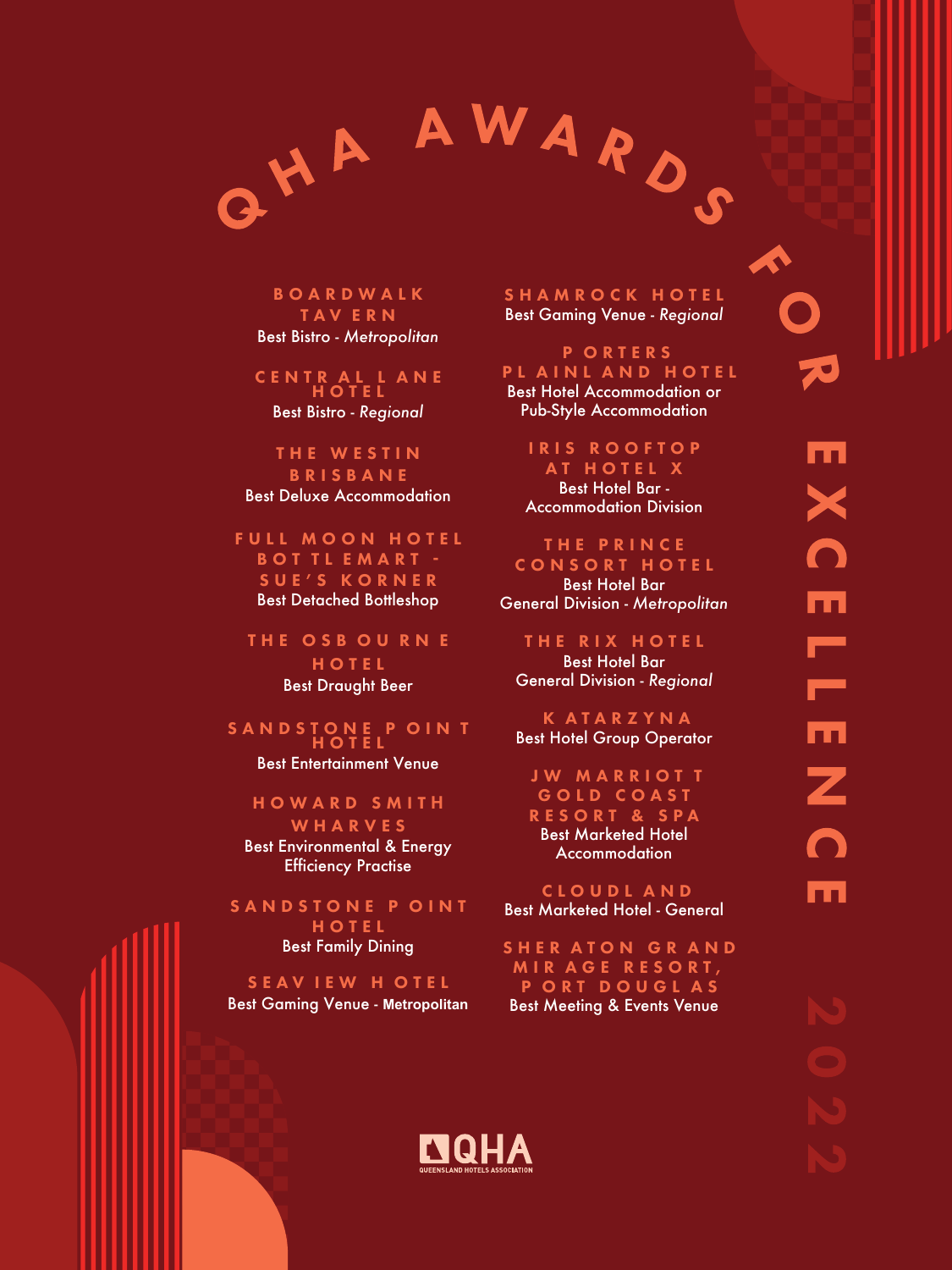# QHA AWARDS FOR EXCELLENCE 2022

**BOARDWALK TAVERN**
Best Bistro - *Metropolitan*

**CENTRAL LANE HOTEL**
Best Bistro - *Regional*

**THE WESTIN BRISBANE**
Best Deluxe Accommodation

**FULL MOON HOTEL BOTTLEMART - SUE'S KORNER**
Best Detached Bottleshop

**THE OSBOURNE HOTEL**
Best Draught Beer

**SANDSTONE POINT HOTEL**
Best Entertainment Venue

**HOWARD SMITH WHARVES**
Best Environmental & Energy Efficiency Practise

**SANDSTONE POINT HOTEL**
Best Family Dining

**SEAVIEW HOTEL**
Best Gaming Venue - Metropolitan

**SHAMROCK HOTEL**
Best Gaming Venue - *Regional*

**PORTERS PLAINLAND HOTEL**
Best Hotel Accommodation or Pub-Style Accommodation

**IRIS ROOFTOP AT HOTEL X**
Best Hotel Bar - Accommodation Division

**THE PRINCE CONSORT HOTEL**
Best Hotel Bar General Division - *Metropolitan*

**THE RIX HOTEL**
Best Hotel Bar General Division - *Regional*

**KATARZYNA**
Best Hotel Group Operator

**JW MARRIOTT GOLD COAST RESORT & SPA**
Best Marketed Hotel Accommodation

**CLOUDLAND**
Best Marketed Hotel - General

**SHERATON GRAND MIRAGE RESORT, PORT DOUGLAS**
Best Meeting & Events Venue

QHA
QUEENSLAND HOTELS ASSOCIATION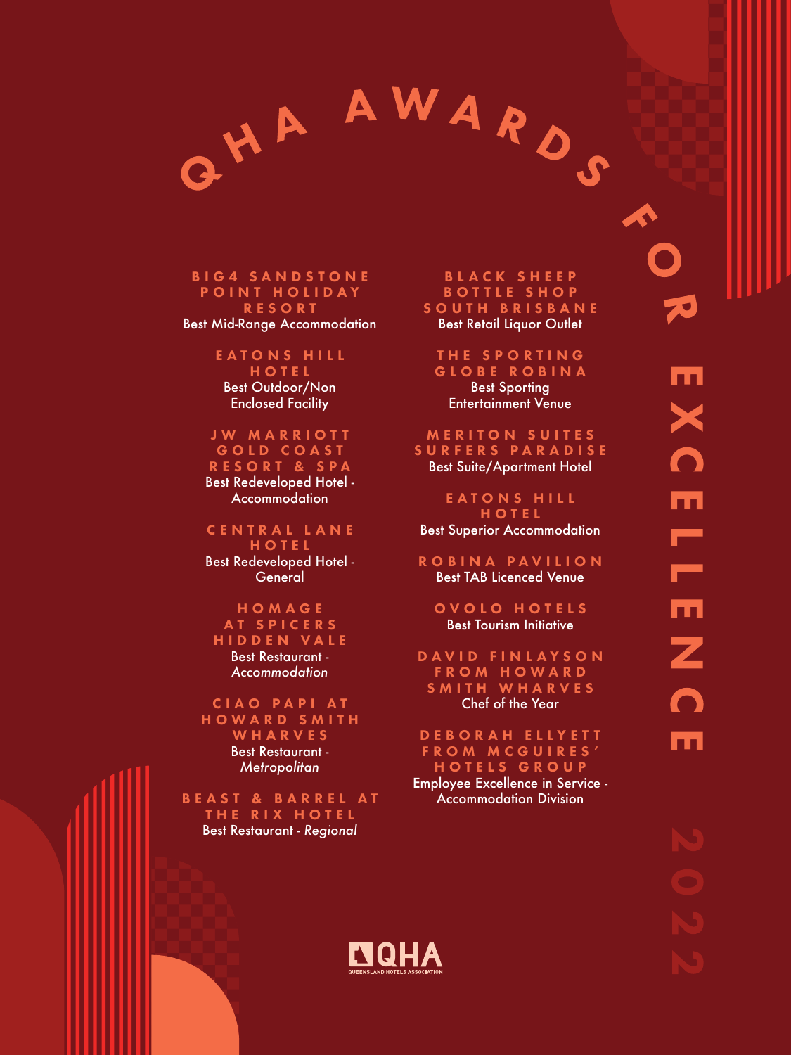# QHA AWARDS FOR EXCELLENCE 2022

**BIG4 SANDSTONE POINT HOLIDAY RESORT**
Best Mid-Range Accommodation

**EATONS HILL HOTEL**
Best Outdoor/Non Enclosed Facility

**JW MARRIOTT GOLD COAST RESORT & SPA**
Best Redeveloped Hotel - Accommodation

**CENTRAL LANE HOTEL**
Best Redeveloped Hotel - General

**HOMAGE AT SPICERS HIDDEN VALE**
Best Restaurant - *Accommodation*

**CIAO PAPI AT HOWARD SMITH WHARVES**
Best Restaurant - *Metropolitan*

**BEAST & BARREL AT THE RIX HOTEL**
Best Restaurant - *Regional*

**BLACK SHEEP BOTTLE SHOP SOUTH BRISBANE**
Best Retail Liquor Outlet

**THE SPORTING GLOBE ROBINA**
Best Sporting Entertainment Venue

**MERITON SUITES SURFERS PARADISE**
Best Suite/Apartment Hotel

**EATONS HILL HOTEL**
Best Superior Accommodation

**ROBINA PAVILION**
Best TAB Licenced Venue

**OVOLO HOTELS**
Best Tourism Initiative

**DAVID FINLAYSON FROM HOWARD SMITH WHARVES**
Chef of the Year

**DEBORAH ELLYETT FROM MCGUIRES' HOTELS GROUP**
Employee Excellence in Service - Accommodation Division

QHA
QUEENSLAND HOTELS ASSOCIATION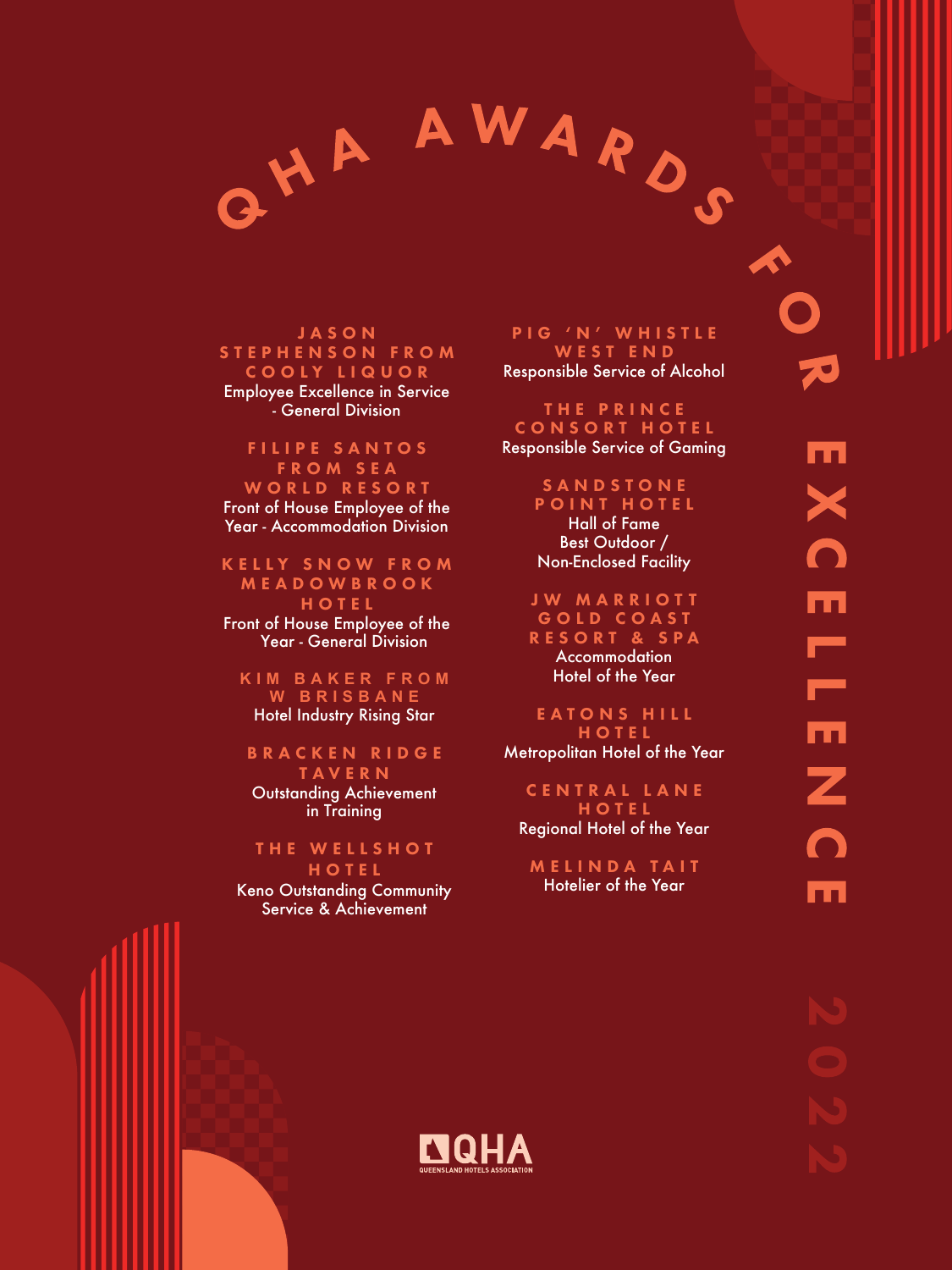# QHA AWARDS FOR EXCELLENCE 2022

**JASON STEPHENSON FROM COOLY LIQUOR**
Employee Excellence in Service - General Division

**FILIPE SANTOS FROM SEA WORLD RESORT**
Front of House Employee of the Year - Accommodation Division

**KELLY SNOW FROM MEADOWBROOK HOTEL**
Front of House Employee of the Year - General Division

**KIM BAKER FROM W BRISBANE**
Hotel Industry Rising Star

**BRACKEN RIDGE TAVERN**
Outstanding Achievement in Training

**THE WELLSHOT HOTEL**
Keno Outstanding Community Service & Achievement

**PIG 'N' WHISTLE WEST END**
Responsible Service of Alcohol

**THE PRINCE CONSORT HOTEL**
Responsible Service of Gaming

**SANDSTONE POINT HOTEL**
Hall of Fame
Best Outdoor / Non-Enclosed Facility

**JW MARRIOTT GOLD COAST RESORT & SPA**
Accommodation Hotel of the Year

**EATONS HILL HOTEL**
Metropolitan Hotel of the Year

**CENTRAL LANE HOTEL**
Regional Hotel of the Year

**MELINDA TAIT**
Hotelier of the Year

QHA
QUEENSLAND HOTELS ASSOCIATION